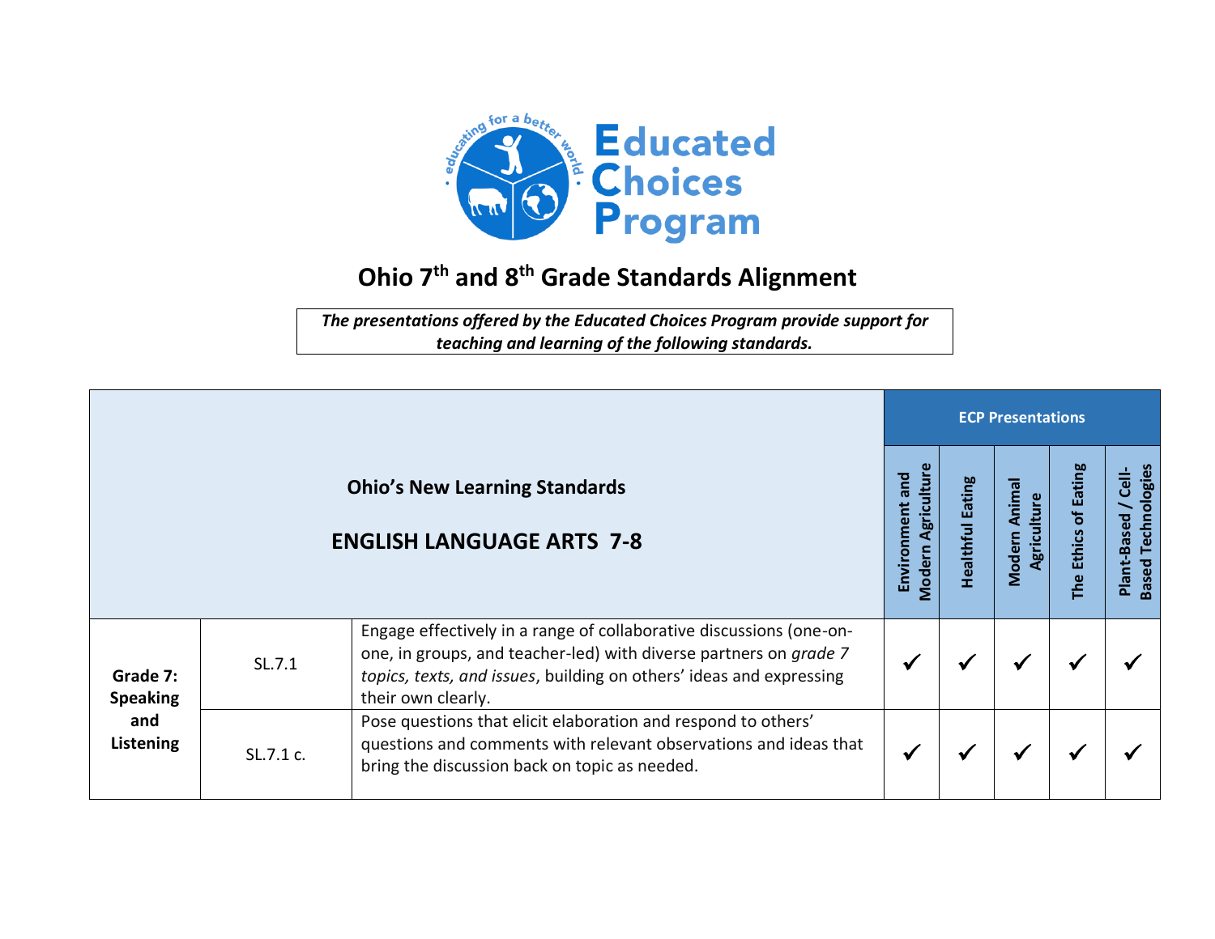Educated Choices Program

educating for a better world

# Ohio 7th and 8th Grade Standards Alignment

*The presentations offered by the Educated Choices Program provide support for teaching and learning of the following standards.*

| Ohio's New Learning Standards<br>ENGLISH LANGUAGE ARTS 7-8 | | | ECP Presentations | | | | |
|---|---|---|---|---|---|---|---|
| | | | Environment and Modern Agriculture | Healthful Eating | Modern Animal Agriculture | The Ethics of Eating | Plant-Based / Cell-Based Technologies |
| Grade 7: Speaking and Listening | SL.7.1 | Engage effectively in a range of collaborative discussions (one-on-one, in groups, and teacher-led) with diverse partners on *grade 7 topics, texts, and issues*, building on others' ideas and expressing their own clearly. | ✓ | ✓ | ✓ | ✓ | ✓ |
| | SL.7.1 c. | Pose questions that elicit elaboration and respond to others' questions and comments with relevant observations and ideas that bring the discussion back on topic as needed. | ✓ | ✓ | ✓ | ✓ | ✓ |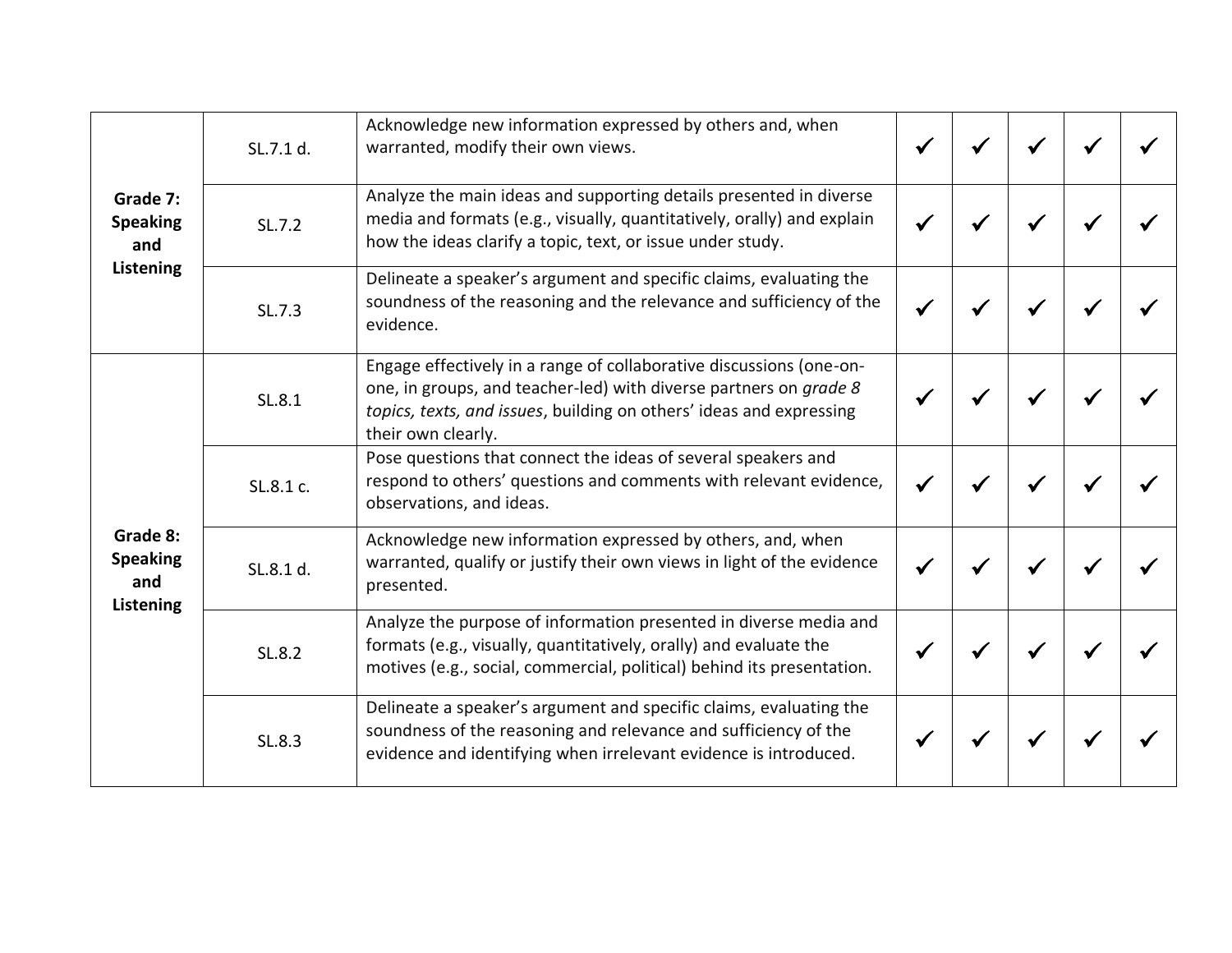| | | | | | | | |
|---|---|---|---|---|---|---|---|
| **Grade 7: Speaking and Listening** | SL.7.1 d. | Acknowledge new information expressed by others and, when warranted, modify their own views. | ✔ | ✔ | ✔ | ✔ | ✔ |
| | SL.7.2 | Analyze the main ideas and supporting details presented in diverse media and formats (e.g., visually, quantitatively, orally) and explain how the ideas clarify a topic, text, or issue under study. | ✔ | ✔ | ✔ | ✔ | ✔ |
| | SL.7.3 | Delineate a speaker's argument and specific claims, evaluating the soundness of the reasoning and the relevance and sufficiency of the evidence. | ✔ | ✔ | ✔ | ✔ | ✔ |
| **Grade 8: Speaking and Listening** | SL.8.1 | Engage effectively in a range of collaborative discussions (one-on-one, in groups, and teacher-led) with diverse partners on *grade 8 topics, texts, and issues*, building on others' ideas and expressing their own clearly. | ✔ | ✔ | ✔ | ✔ | ✔ |
| | SL.8.1 c. | Pose questions that connect the ideas of several speakers and respond to others' questions and comments with relevant evidence, observations, and ideas. | ✔ | ✔ | ✔ | ✔ | ✔ |
| | SL.8.1 d. | Acknowledge new information expressed by others, and, when warranted, qualify or justify their own views in light of the evidence presented. | ✔ | ✔ | ✔ | ✔ | ✔ |
| | SL.8.2 | Analyze the purpose of information presented in diverse media and formats (e.g., visually, quantitatively, orally) and evaluate the motives (e.g., social, commercial, political) behind its presentation. | ✔ | ✔ | ✔ | ✔ | ✔ |
| | SL.8.3 | Delineate a speaker's argument and specific claims, evaluating the soundness of the reasoning and relevance and sufficiency of the evidence and identifying when irrelevant evidence is introduced. | ✔ | ✔ | ✔ | ✔ | ✔ |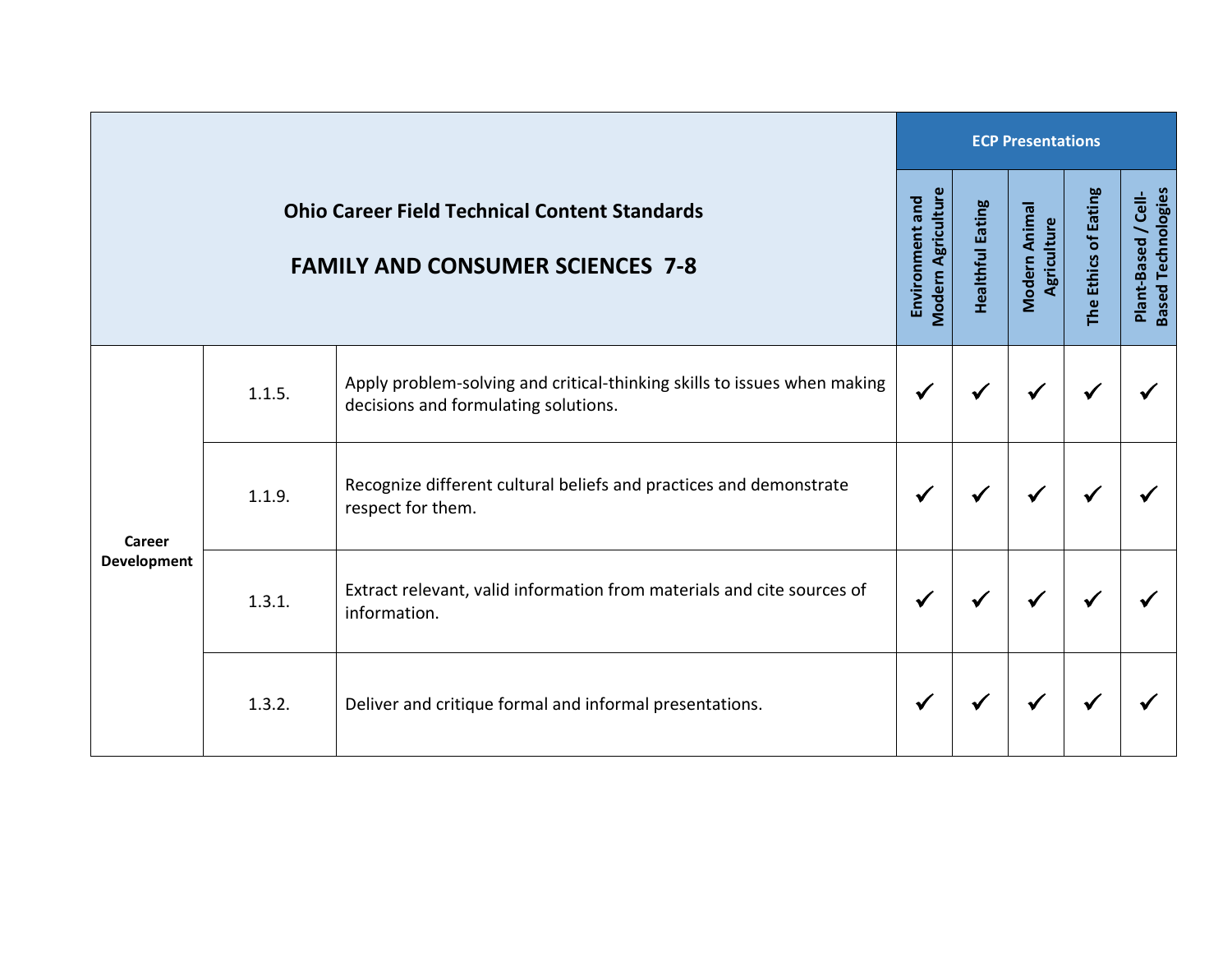| Ohio Career Field Technical Content Standards<br><br>FAMILY AND CONSUMER SCIENCES 7-8 | | | ECP Presentations | | | | |
|---|---|---|---|---|---|---|---|
| | | | Environment and Modern Agriculture | Healthful Eating | Modern Animal Agriculture | The Ethics of Eating | Plant-Based / Cell-Based Technologies |
| Career Development | 1.1.5. | Apply problem-solving and critical-thinking skills to issues when making decisions and formulating solutions. | ✓ | ✓ | ✓ | ✓ | ✓ |
| | 1.1.9. | Recognize different cultural beliefs and practices and demonstrate respect for them. | ✓ | ✓ | ✓ | ✓ | ✓ |
| | 1.3.1. | Extract relevant, valid information from materials and cite sources of information. | ✓ | ✓ | ✓ | ✓ | ✓ |
| | 1.3.2. | Deliver and critique formal and informal presentations. | ✓ | ✓ | ✓ | ✓ | ✓ |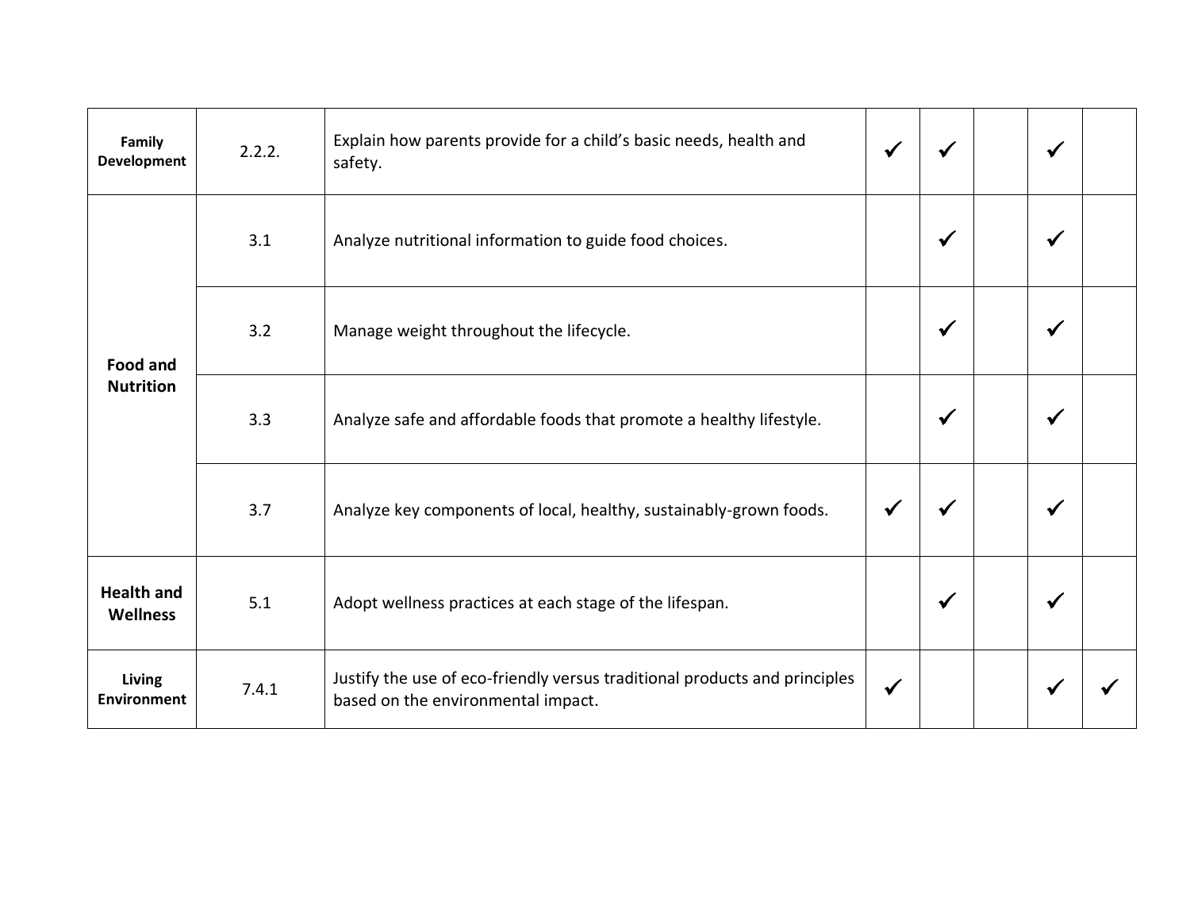| | | | | | | | |
|---|---|---|---|---|---|---|---|
| **Family Development** | 2.2.2. | Explain how parents provide for a child's basic needs, health and safety. | ✓ | ✓ | | ✓ | |
| **Food and Nutrition** | 3.1 | Analyze nutritional information to guide food choices. | | ✓ | | ✓ | |
| | 3.2 | Manage weight throughout the lifecycle. | | ✓ | | ✓ | |
| | 3.3 | Analyze safe and affordable foods that promote a healthy lifestyle. | | ✓ | | ✓ | |
| | 3.7 | Analyze key components of local, healthy, sustainably-grown foods. | ✓ | ✓ | | ✓ | |
| **Health and Wellness** | 5.1 | Adopt wellness practices at each stage of the lifespan. | | ✓ | | ✓ | |
| **Living Environment** | 7.4.1 | Justify the use of eco-friendly versus traditional products and principles based on the environmental impact. | ✓ | | | ✓ | ✓ |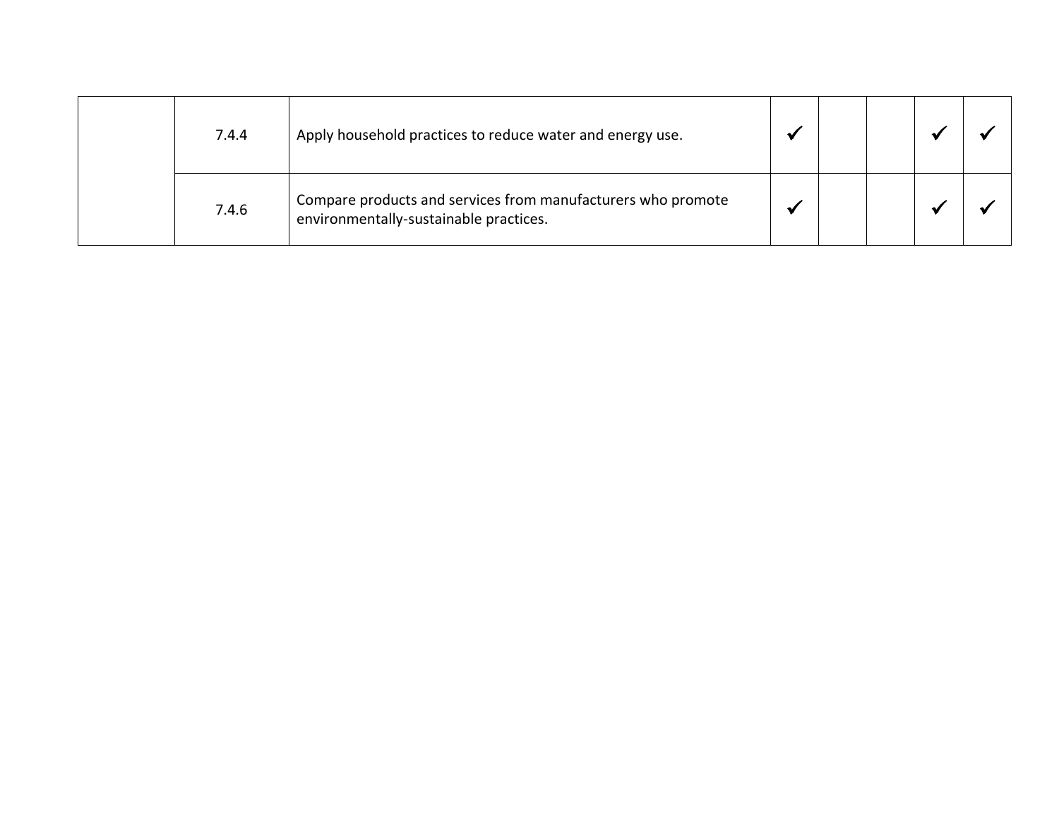| | | | | | | | |
|---|---|---|---|---|---|---|---|
| | 7.4.4 | Apply household practices to reduce water and energy use. | ✓ | | | ✓ | ✓ |
| | 7.4.6 | Compare products and services from manufacturers who promote environmentally-sustainable practices. | ✓ | | | ✓ | ✓ |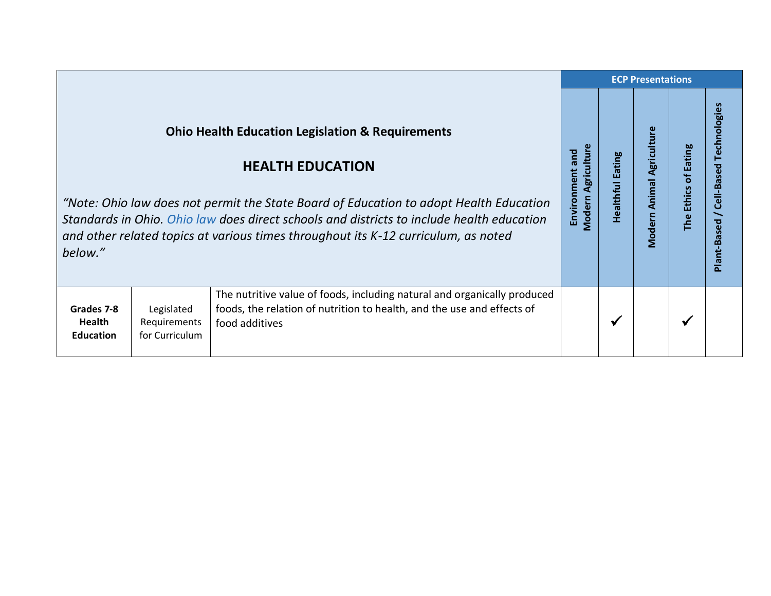| Ohio Health Education Legislation & Requirements<br><br>**HEALTH EDUCATION**<br><br>*"Note: Ohio law does not permit the State Board of Education to adopt Health Education Standards in Ohio. Ohio law does direct schools and districts to include health education and other related topics at various times throughout its K-12 curriculum, as noted below."* | | | ECP Presentations | | | | |
|---|---|---|---|---|---|---|---|
| | | | Environment and Modern Agriculture | Healthful Eating | Modern Animal Agriculture | The Ethics of Eating | Plant-Based / Cell-Based Technologies |
| **Grades 7-8 Health Education** | Legislated Requirements for Curriculum | The nutritive value of foods, including natural and organically produced foods, the relation of nutrition to health, and the use and effects of food additives | | ✓ | | ✓ | |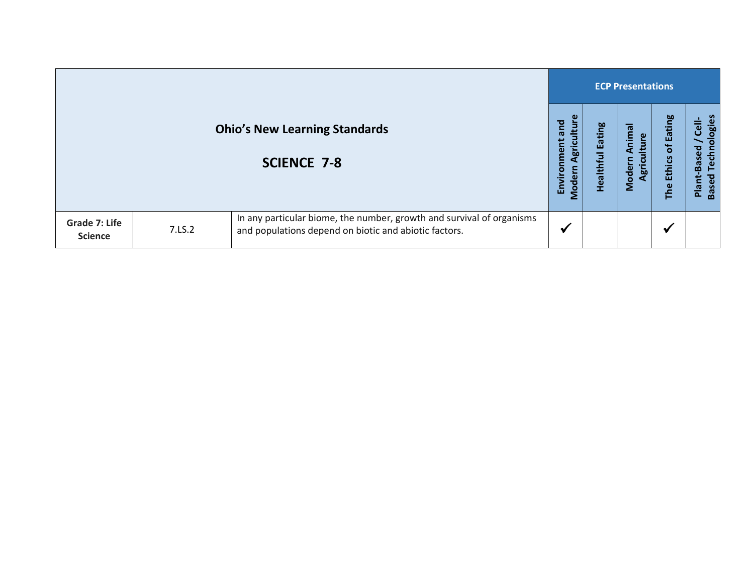| Ohio's New Learning Standards<br><br>SCIENCE 7-8 | | | ECP Presentations | | | | |
|---|---|---|---|---|---|---|---|
| | | | Environment and Modern Agriculture | Healthful Eating | Modern Animal Agriculture | The Ethics of Eating | Plant-Based / Cell-Based Technologies |
| **Grade 7: Life Science** | 7.LS.2 | In any particular biome, the number, growth and survival of organisms and populations depend on biotic and abiotic factors. | ✓ | | | ✓ | |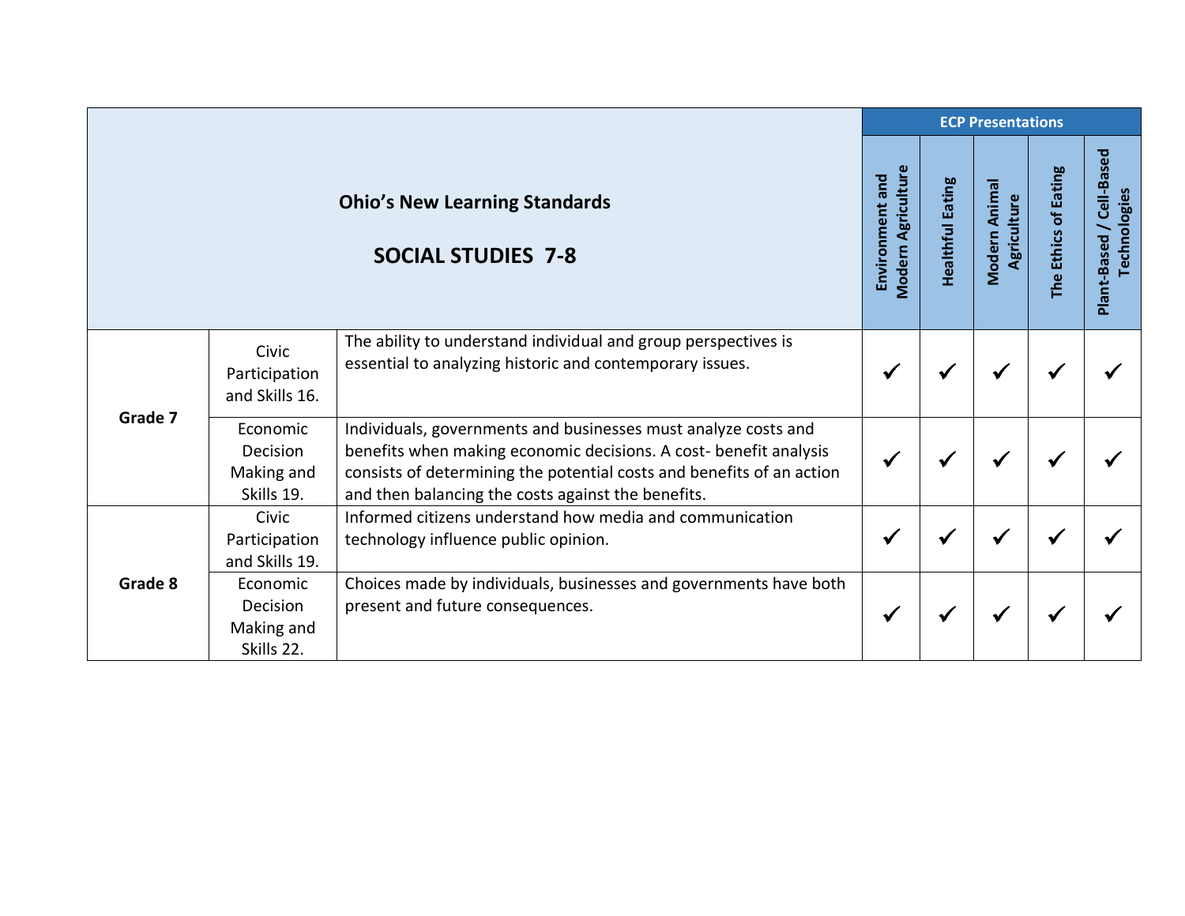| Ohio's New Learning Standards<br><br>SOCIAL STUDIES 7-8 | | | ECP Presentations | | | | |
|---|---|---|---|---|---|---|---|
| | | | Environment and Modern Agriculture | Healthful Eating | Modern Animal Agriculture | The Ethics of Eating | Plant-Based / Cell-Based Technologies |
| **Grade 7** | Civic Participation and Skills 16. | The ability to understand individual and group perspectives is essential to analyzing historic and contemporary issues. | ✓ | ✓ | ✓ | ✓ | ✓ |
| | Economic Decision Making and Skills 19. | Individuals, governments and businesses must analyze costs and benefits when making economic decisions. A cost- benefit analysis consists of determining the potential costs and benefits of an action and then balancing the costs against the benefits. | ✓ | ✓ | ✓ | ✓ | ✓ |
| **Grade 8** | Civic Participation and Skills 19. | Informed citizens understand how media and communication technology influence public opinion. | ✓ | ✓ | ✓ | ✓ | ✓ |
| | Economic Decision Making and Skills 22. | Choices made by individuals, businesses and governments have both present and future consequences. | ✓ | ✓ | ✓ | ✓ | ✓ |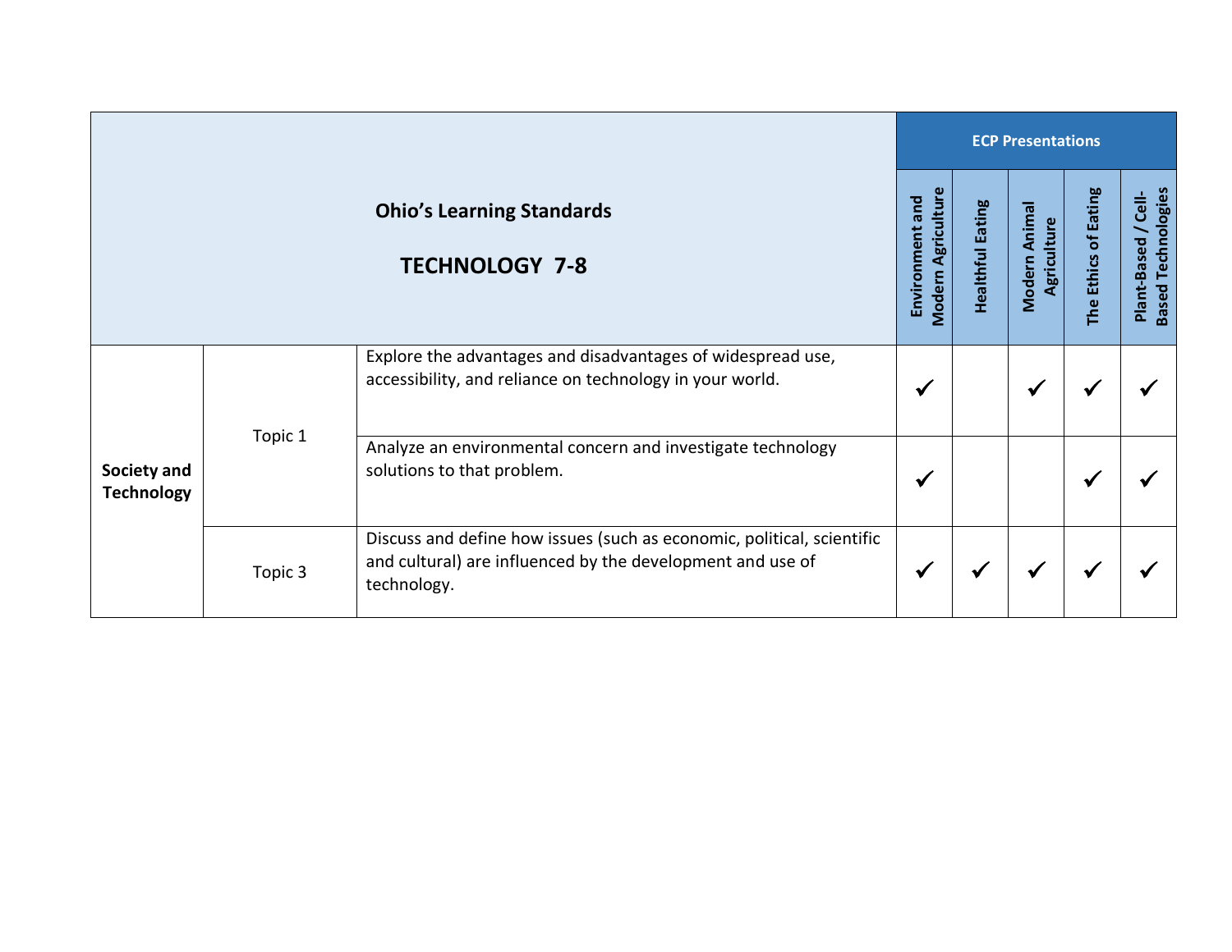| Ohio's Learning Standards<br><br>TECHNOLOGY 7-8 | | | ECP Presentations | | | | |
|---|---|---|---|---|---|---|---|
| | | | Environment and Modern Agriculture | Healthful Eating | Modern Animal Agriculture | The Ethics of Eating | Plant-Based / Cell-Based Technologies |
| **Society and Technology** | Topic 1 | Explore the advantages and disadvantages of widespread use, accessibility, and reliance on technology in your world. | ✓ | | ✓ | ✓ | ✓ |
| | | Analyze an environmental concern and investigate technology solutions to that problem. | ✓ | | | ✓ | ✓ |
| | Topic 3 | Discuss and define how issues (such as economic, political, scientific and cultural) are influenced by the development and use of technology. | ✓ | ✓ | ✓ | ✓ | ✓ |